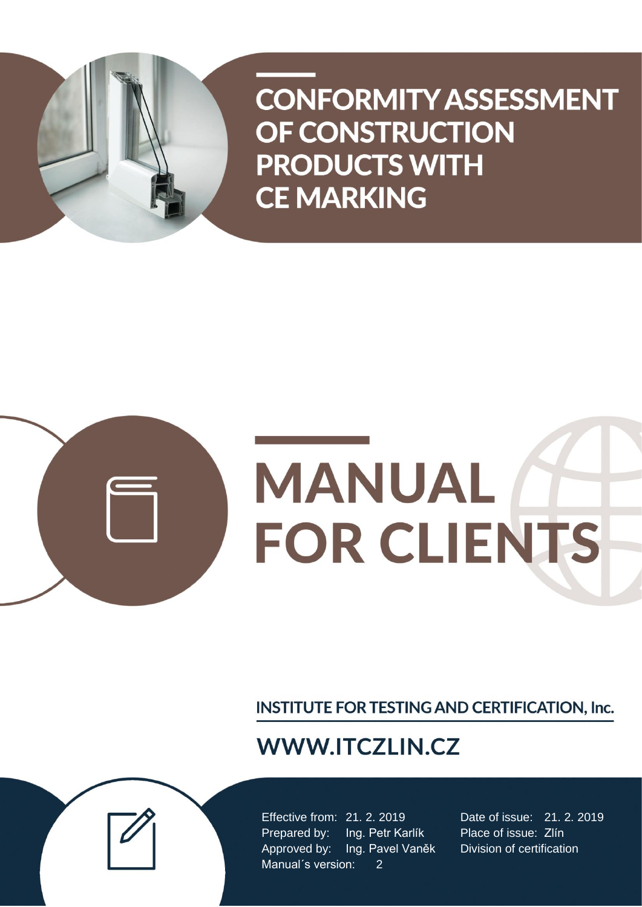# CONFORMITY ASSESSMENT OF CONSTRUCTION PRODUCTS WITH CE MARKING

# MANUAL FOR CLIENTS

**INSTITUTE FOR TESTING AND CERTIFICATION, Inc.**

**WWW.ITCZLIN.CZ**

Effective from: 21. 2. 2019
Prepared by: Ing. Petr Karlík
Approved by: Ing. Pavel Vaněk
Manual´s version: 2

Date of issue: 21. 2. 2019
Place of issue: Zlín
Division of certification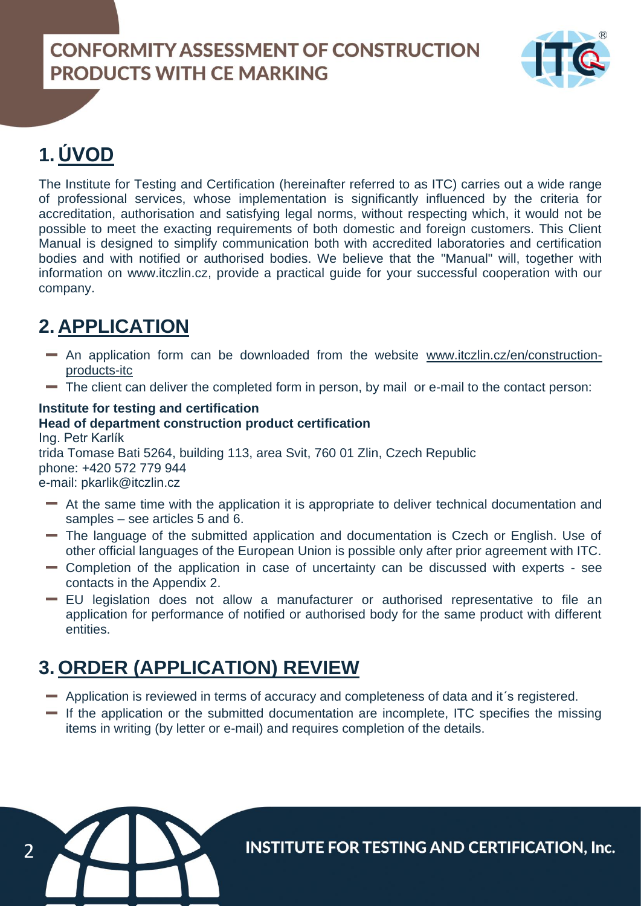# CONFORMITY ASSESSMENT OF CONSTRUCTION PRODUCTS WITH CE MARKING

## 1. ÚVOD

The Institute for Testing and Certification (hereinafter referred to as ITC) carries out a wide range of professional services, whose implementation is significantly influenced by the criteria for accreditation, authorisation and satisfying legal norms, without respecting which, it would not be possible to meet the exacting requirements of both domestic and foreign customers. This Client Manual is designed to simplify communication both with accredited laboratories and certification bodies and with notified or authorised bodies. We believe that the "Manual" will, together with information on www.itczlin.cz, provide a practical guide for your successful cooperation with our company.

## 2. APPLICATION

- An application form can be downloaded from the website www.itczlin.cz/en/construction-products-itc
- The client can deliver the completed form in person, by mail or e-mail to the contact person:

**Institute for testing and certification**
**Head of department construction product certification**
Ing. Petr Karlík
trida Tomase Bati 5264, building 113, area Svit, 760 01 Zlin, Czech Republic
phone: +420 572 779 944
e-mail: pkarlik@itczlin.cz

- At the same time with the application it is appropriate to deliver technical documentation and samples – see articles 5 and 6.
- The language of the submitted application and documentation is Czech or English. Use of other official languages of the European Union is possible only after prior agreement with ITC.
- Completion of the application in case of uncertainty can be discussed with experts - see contacts in the Appendix 2.
- EU legislation does not allow a manufacturer or authorised representative to file an application for performance of notified or authorised body for the same product with different entities.

## 3. ORDER (APPLICATION) REVIEW

- Application is reviewed in terms of accuracy and completeness of data and it´s registered.
- If the application or the submitted documentation are incomplete, ITC specifies the missing items in writing (by letter or e-mail) and requires completion of the details.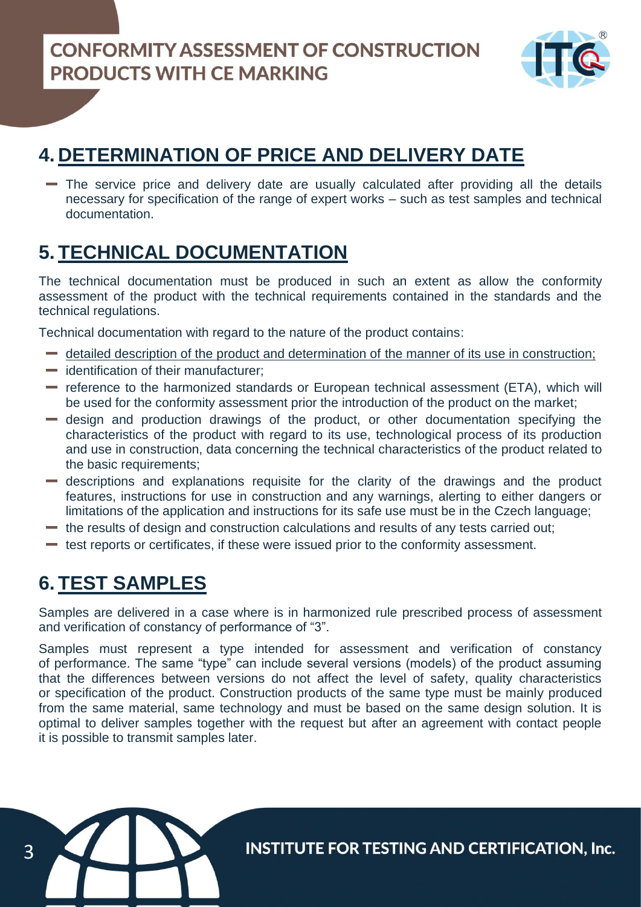## 4. DETERMINATION OF PRICE AND DELIVERY DATE

- The service price and delivery date are usually calculated after providing all the details necessary for specification of the range of expert works – such as test samples and technical documentation.

## 5. TECHNICAL DOCUMENTATION

The technical documentation must be produced in such an extent as allow the conformity assessment of the product with the technical requirements contained in the standards and the technical regulations.

Technical documentation with regard to the nature of the product contains:

- detailed description of the product and determination of the manner of its use in construction;
- identification of their manufacturer;
- reference to the harmonized standards or European technical assessment (ETA), which will be used for the conformity assessment prior the introduction of the product on the market;
- design and production drawings of the product, or other documentation specifying the characteristics of the product with regard to its use, technological process of its production and use in construction, data concerning the technical characteristics of the product related to the basic requirements;
- descriptions and explanations requisite for the clarity of the drawings and the product features, instructions for use in construction and any warnings, alerting to either dangers or limitations of the application and instructions for its safe use must be in the Czech language;
- the results of design and construction calculations and results of any tests carried out;
- test reports or certificates, if these were issued prior to the conformity assessment.

## 6. TEST SAMPLES

Samples are delivered in a case where is in harmonized rule prescribed process of assessment and verification of constancy of performance of "3".

Samples must represent a type intended for assessment and verification of constancy of performance. The same "type" can include several versions (models) of the product assuming that the differences between versions do not affect the level of safety, quality characteristics or specification of the product. Construction products of the same type must be mainly produced from the same material, same technology and must be based on the same design solution. It is optimal to deliver samples together with the request but after an agreement with contact people it is possible to transmit samples later.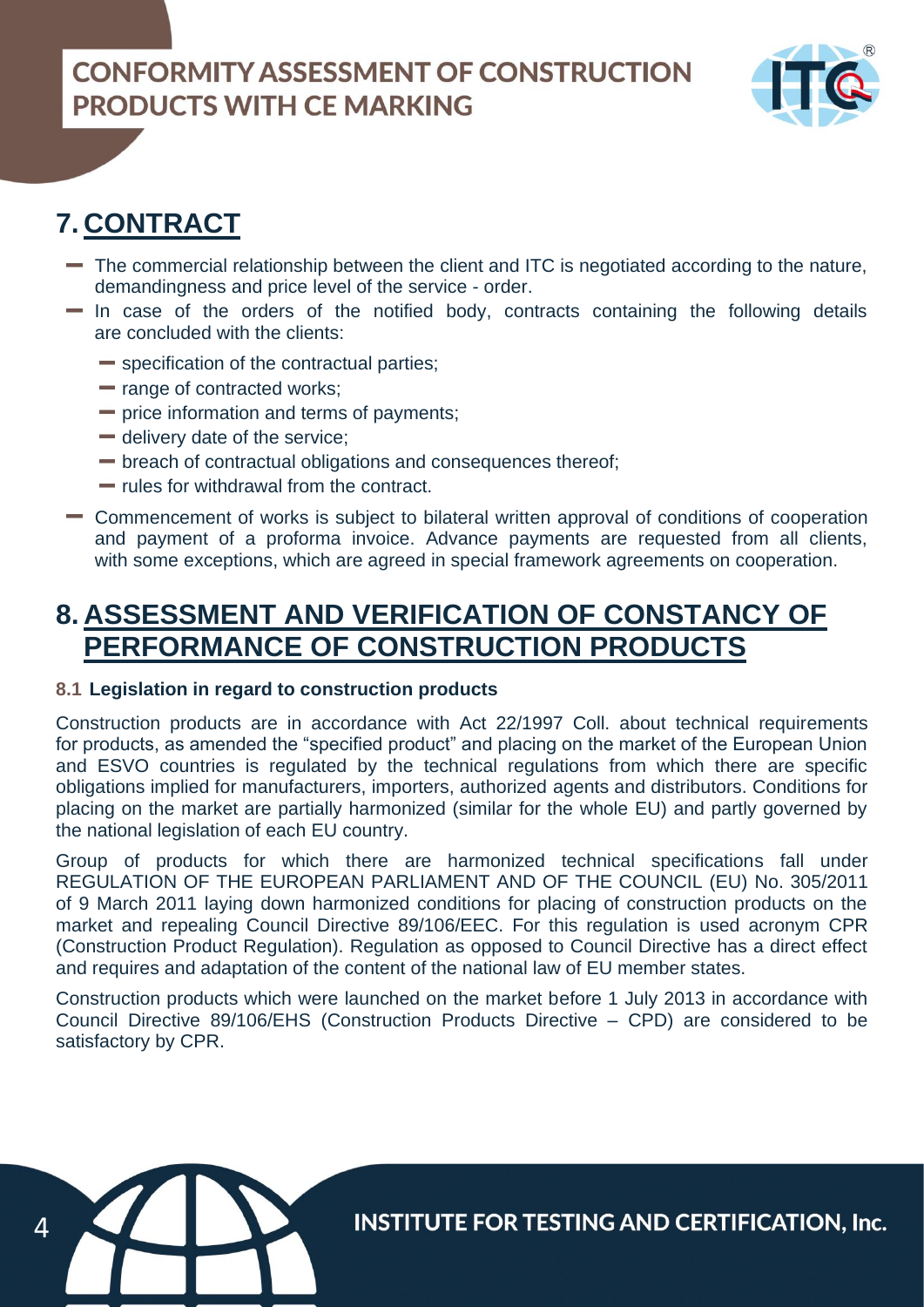## 7. CONTRACT

- The commercial relationship between the client and ITC is negotiated according to the nature, demandingness and price level of the service - order.
- In case of the orders of the notified body, contracts containing the following details are concluded with the clients:
  - specification of the contractual parties;
  - range of contracted works;
  - price information and terms of payments;
  - delivery date of the service;
  - breach of contractual obligations and consequences thereof;
  - rules for withdrawal from the contract.
- Commencement of works is subject to bilateral written approval of conditions of cooperation and payment of a proforma invoice. Advance payments are requested from all clients, with some exceptions, which are agreed in special framework agreements on cooperation.

## 8. ASSESSMENT AND VERIFICATION OF CONSTANCY OF PERFORMANCE OF CONSTRUCTION PRODUCTS

### 8.1 Legislation in regard to construction products

Construction products are in accordance with Act 22/1997 Coll. about technical requirements for products, as amended the "specified product" and placing on the market of the European Union and ESVO countries is regulated by the technical regulations from which there are specific obligations implied for manufacturers, importers, authorized agents and distributors. Conditions for placing on the market are partially harmonized (similar for the whole EU) and partly governed by the national legislation of each EU country.

Group of products for which there are harmonized technical specifications fall under REGULATION OF THE EUROPEAN PARLIAMENT AND OF THE COUNCIL (EU) No. 305/2011 of 9 March 2011 laying down harmonized conditions for placing of construction products on the market and repealing Council Directive 89/106/EEC. For this regulation is used acronym CPR (Construction Product Regulation). Regulation as opposed to Council Directive has a direct effect and requires and adaptation of the content of the national law of EU member states.

Construction products which were launched on the market before 1 July 2013 in accordance with Council Directive 89/106/EHS (Construction Products Directive – CPD) are considered to be satisfactory by CPR.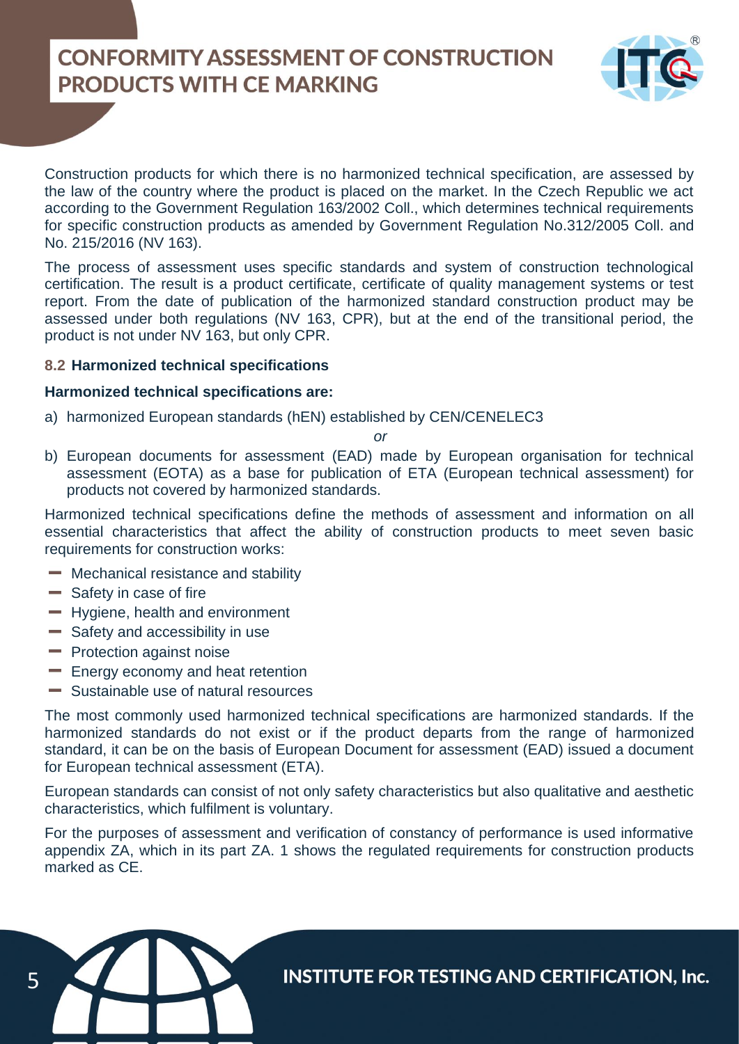Construction products for which there is no harmonized technical specification, are assessed by the law of the country where the product is placed on the market. In the Czech Republic we act according to the Government Regulation 163/2002 Coll., which determines technical requirements for specific construction products as amended by Government Regulation No.312/2005 Coll. and No. 215/2016 (NV 163).

The process of assessment uses specific standards and system of construction technological certification. The result is a product certificate, certificate of quality management systems or test report. From the date of publication of the harmonized standard construction product may be assessed under both regulations (NV 163, CPR), but at the end of the transitional period, the product is not under NV 163, but only CPR.

### 8.2 Harmonized technical specifications

**Harmonized technical specifications are:**

a) harmonized European standards (hEN) established by CEN/CENELEC3

*or*

b) European documents for assessment (EAD) made by European organisation for technical assessment (EOTA) as a base for publication of ETA (European technical assessment) for products not covered by harmonized standards.

Harmonized technical specifications define the methods of assessment and information on all essential characteristics that affect the ability of construction products to meet seven basic requirements for construction works:

- Mechanical resistance and stability
- Safety in case of fire
- Hygiene, health and environment
- Safety and accessibility in use
- Protection against noise
- Energy economy and heat retention
- Sustainable use of natural resources

The most commonly used harmonized technical specifications are harmonized standards. If the harmonized standards do not exist or if the product departs from the range of harmonized standard, it can be on the basis of European Document for assessment (EAD) issued a document for European technical assessment (ETA).

European standards can consist of not only safety characteristics but also qualitative and aesthetic characteristics, which fulfilment is voluntary.

For the purposes of assessment and verification of constancy of performance is used informative appendix ZA, which in its part ZA. 1 shows the regulated requirements for construction products marked as CE.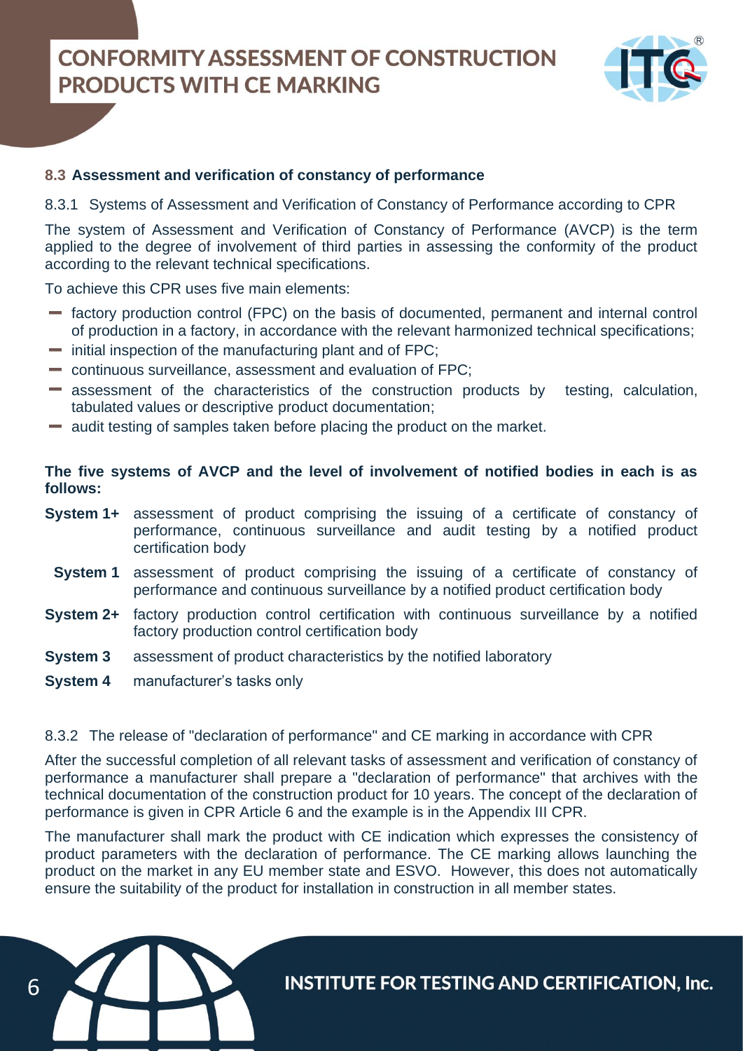### 8.3 Assessment and verification of constancy of performance

8.3.1 Systems of Assessment and Verification of Constancy of Performance according to CPR

The system of Assessment and Verification of Constancy of Performance (AVCP) is the term applied to the degree of involvement of third parties in assessing the conformity of the product according to the relevant technical specifications.

To achieve this CPR uses five main elements:

- factory production control (FPC) on the basis of documented, permanent and internal control of production in a factory, in accordance with the relevant harmonized technical specifications;
- initial inspection of the manufacturing plant and of FPC;
- continuous surveillance, assessment and evaluation of FPC;
- assessment of the characteristics of the construction products by testing, calculation, tabulated values or descriptive product documentation;
- audit testing of samples taken before placing the product on the market.

**The five systems of AVCP and the level of involvement of notified bodies in each is as follows:**

**System 1+** assessment of product comprising the issuing of a certificate of constancy of performance, continuous surveillance and audit testing by a notified product certification body

**System 1** assessment of product comprising the issuing of a certificate of constancy of performance and continuous surveillance by a notified product certification body

**System 2+** factory production control certification with continuous surveillance by a notified factory production control certification body

**System 3** assessment of product characteristics by the notified laboratory

**System 4** manufacturer's tasks only

8.3.2 The release of "declaration of performance" and CE marking in accordance with CPR

After the successful completion of all relevant tasks of assessment and verification of constancy of performance a manufacturer shall prepare a "declaration of performance" that archives with the technical documentation of the construction product for 10 years. The concept of the declaration of performance is given in CPR Article 6 and the example is in the Appendix III CPR.

The manufacturer shall mark the product with CE indication which expresses the consistency of product parameters with the declaration of performance. The CE marking allows launching the product on the market in any EU member state and ESVO. However, this does not automatically ensure the suitability of the product for installation in construction in all member states.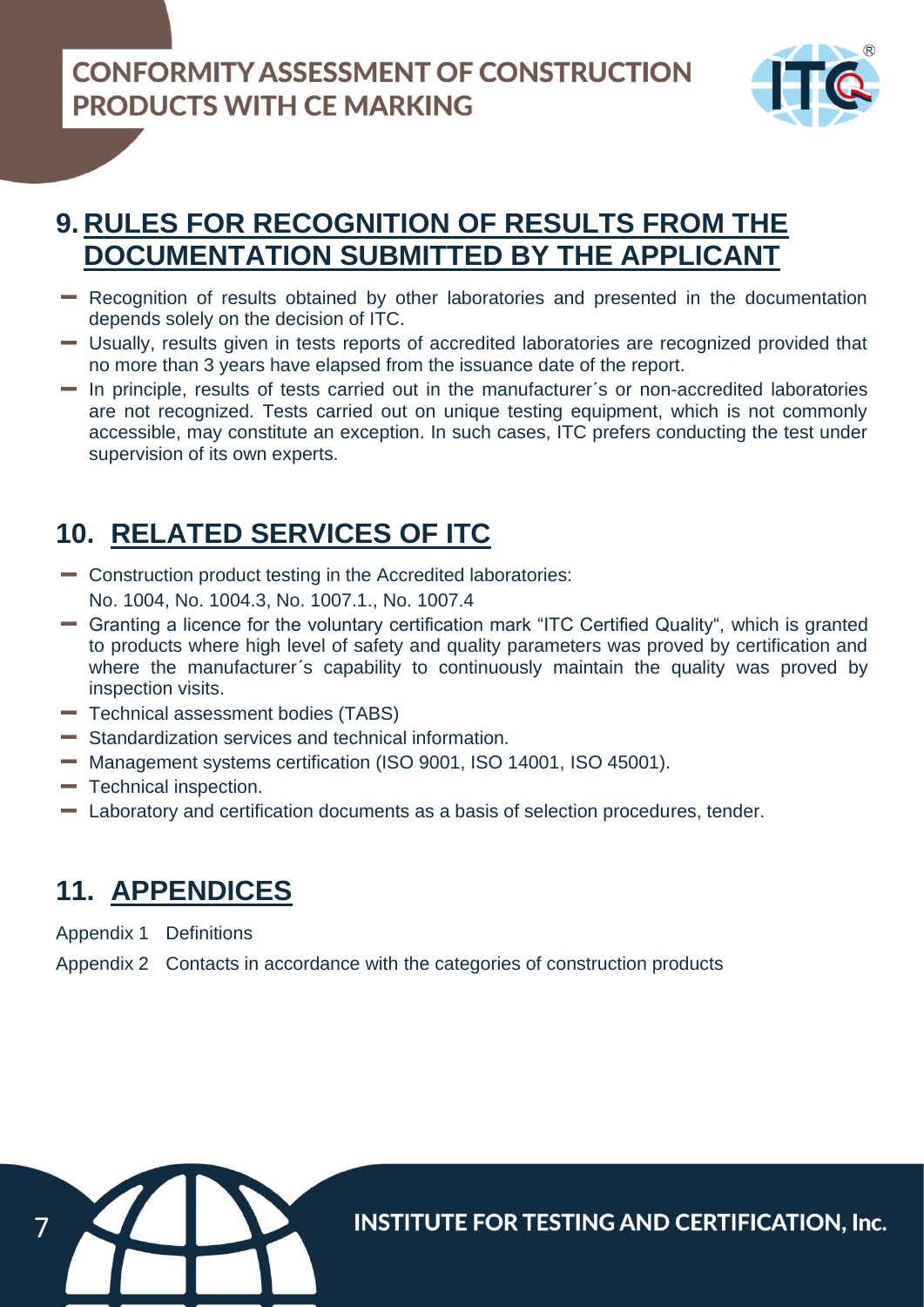## 9. RULES FOR RECOGNITION OF RESULTS FROM THE DOCUMENTATION SUBMITTED BY THE APPLICANT

- Recognition of results obtained by other laboratories and presented in the documentation depends solely on the decision of ITC.
- Usually, results given in tests reports of accredited laboratories are recognized provided that no more than 3 years have elapsed from the issuance date of the report.
- In principle, results of tests carried out in the manufacturer´s or non-accredited laboratories are not recognized. Tests carried out on unique testing equipment, which is not commonly accessible, may constitute an exception. In such cases, ITC prefers conducting the test under supervision of its own experts.

## 10. RELATED SERVICES OF ITC

- Construction product testing in the Accredited laboratories:
  No. 1004, No. 1004.3, No. 1007.1., No. 1007.4
- Granting a licence for the voluntary certification mark "ITC Certified Quality", which is granted to products where high level of safety and quality parameters was proved by certification and where the manufacturer´s capability to continuously maintain the quality was proved by inspection visits.
- Technical assessment bodies (TABS)
- Standardization services and technical information.
- Management systems certification (ISO 9001, ISO 14001, ISO 45001).
- Technical inspection.
- Laboratory and certification documents as a basis of selection procedures, tender.

## 11. APPENDICES

Appendix 1 Definitions

Appendix 2 Contacts in accordance with the categories of construction products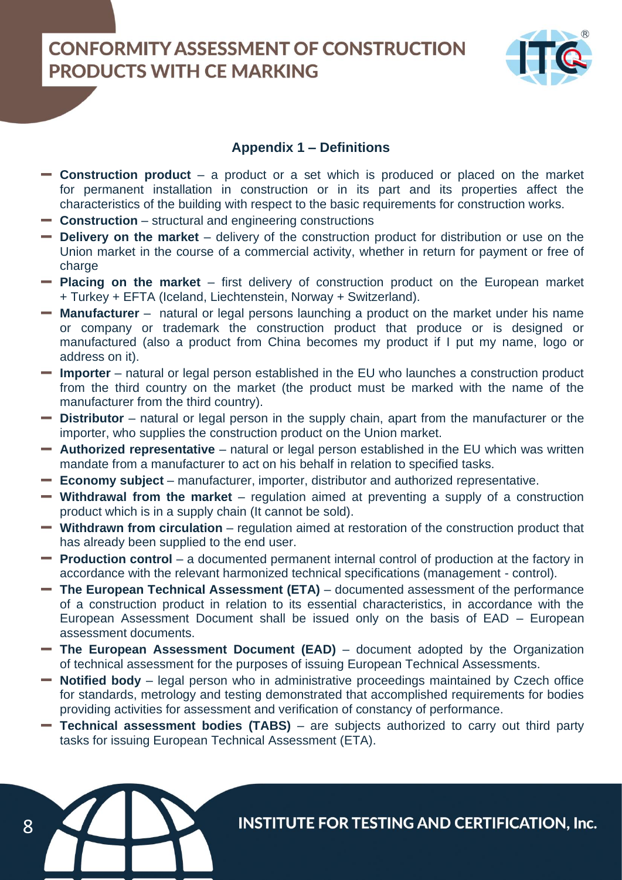## Appendix 1 – Definitions

- **Construction product** – a product or a set which is produced or placed on the market for permanent installation in construction or in its part and its properties affect the characteristics of the building with respect to the basic requirements for construction works.
- **Construction** – structural and engineering constructions
- **Delivery on the market** – delivery of the construction product for distribution or use on the Union market in the course of a commercial activity, whether in return for payment or free of charge
- **Placing on the market** – first delivery of construction product on the European market + Turkey + EFTA (Iceland, Liechtenstein, Norway + Switzerland).
- **Manufacturer** – natural or legal persons launching a product on the market under his name or company or trademark the construction product that produce or is designed or manufactured (also a product from China becomes my product if I put my name, logo or address on it).
- **Importer** – natural or legal person established in the EU who launches a construction product from the third country on the market (the product must be marked with the name of the manufacturer from the third country).
- **Distributor** – natural or legal person in the supply chain, apart from the manufacturer or the importer, who supplies the construction product on the Union market.
- **Authorized representative** – natural or legal person established in the EU which was written mandate from a manufacturer to act on his behalf in relation to specified tasks.
- **Economy subject** – manufacturer, importer, distributor and authorized representative.
- **Withdrawal from the market** – regulation aimed at preventing a supply of a construction product which is in a supply chain (It cannot be sold).
- **Withdrawn from circulation** – regulation aimed at restoration of the construction product that has already been supplied to the end user.
- **Production control** – a documented permanent internal control of production at the factory in accordance with the relevant harmonized technical specifications (management - control).
- **The European Technical Assessment (ETA)** – documented assessment of the performance of a construction product in relation to its essential characteristics, in accordance with the European Assessment Document shall be issued only on the basis of EAD – European assessment documents.
- **The European Assessment Document (EAD)** – document adopted by the Organization of technical assessment for the purposes of issuing European Technical Assessments.
- **Notified body** – legal person who in administrative proceedings maintained by Czech office for standards, metrology and testing demonstrated that accomplished requirements for bodies providing activities for assessment and verification of constancy of performance.
- **Technical assessment bodies (TABS)** – are subjects authorized to carry out third party tasks for issuing European Technical Assessment (ETA).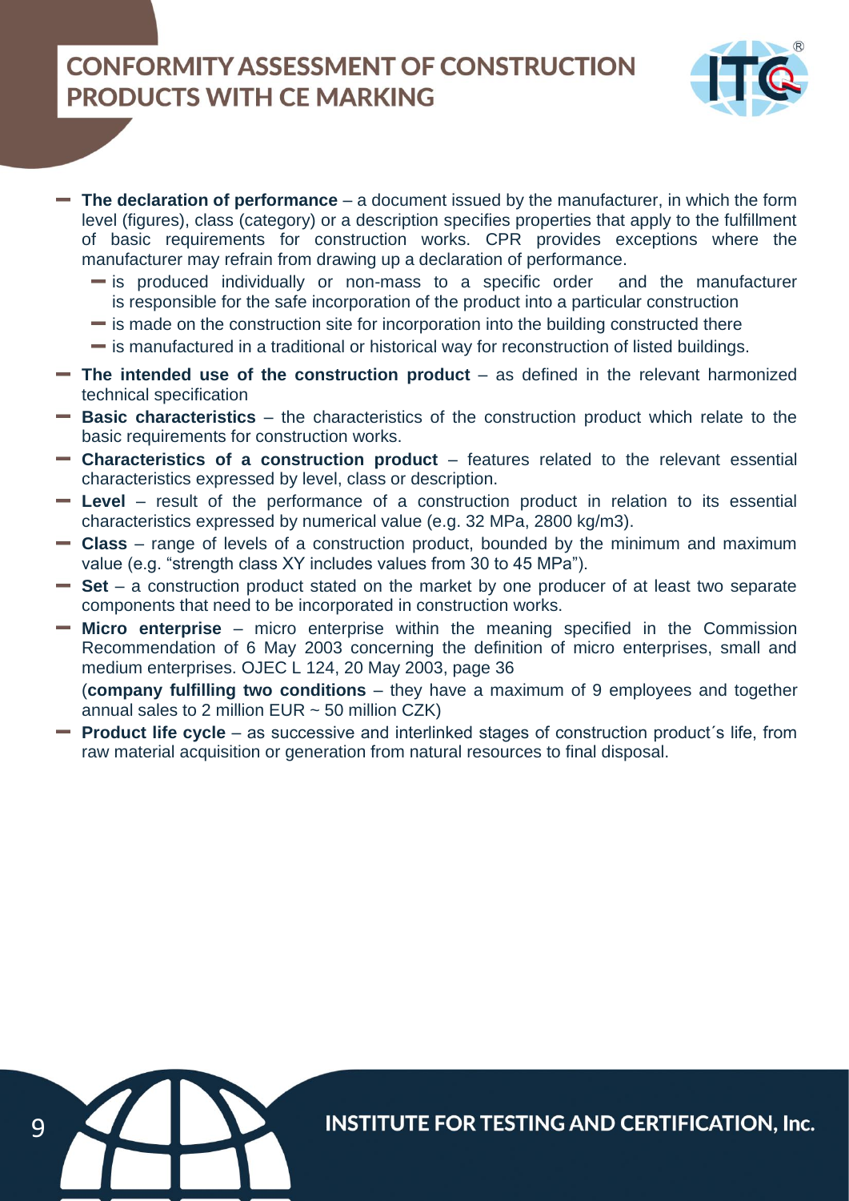# CONFORMITY ASSESSMENT OF CONSTRUCTION PRODUCTS WITH CE MARKING

- **The declaration of performance** – a document issued by the manufacturer, in which the form level (figures), class (category) or a description specifies properties that apply to the fulfillment of basic requirements for construction works. CPR provides exceptions where the manufacturer may refrain from drawing up a declaration of performance.
  - is produced individually or non-mass to a specific order and the manufacturer is responsible for the safe incorporation of the product into a particular construction
  - is made on the construction site for incorporation into the building constructed there
  - is manufactured in a traditional or historical way for reconstruction of listed buildings.
- **The intended use of the construction product** – as defined in the relevant harmonized technical specification
- **Basic characteristics** – the characteristics of the construction product which relate to the basic requirements for construction works.
- **Characteristics of a construction product** – features related to the relevant essential characteristics expressed by level, class or description.
- **Level** – result of the performance of a construction product in relation to its essential characteristics expressed by numerical value (e.g. 32 MPa, 2800 kg/m3).
- **Class** – range of levels of a construction product, bounded by the minimum and maximum value (e.g. "strength class XY includes values from 30 to 45 MPa").
- **Set** – a construction product stated on the market by one producer of at least two separate components that need to be incorporated in construction works.
- **Micro enterprise** – micro enterprise within the meaning specified in the Commission Recommendation of 6 May 2003 concerning the definition of micro enterprises, small and medium enterprises. OJEC L 124, 20 May 2003, page 36

  (**company fulfilling two conditions** – they have a maximum of 9 employees and together annual sales to 2 million EUR ~ 50 million CZK)
- **Product life cycle** – as successive and interlinked stages of construction product´s life, from raw material acquisition or generation from natural resources to final disposal.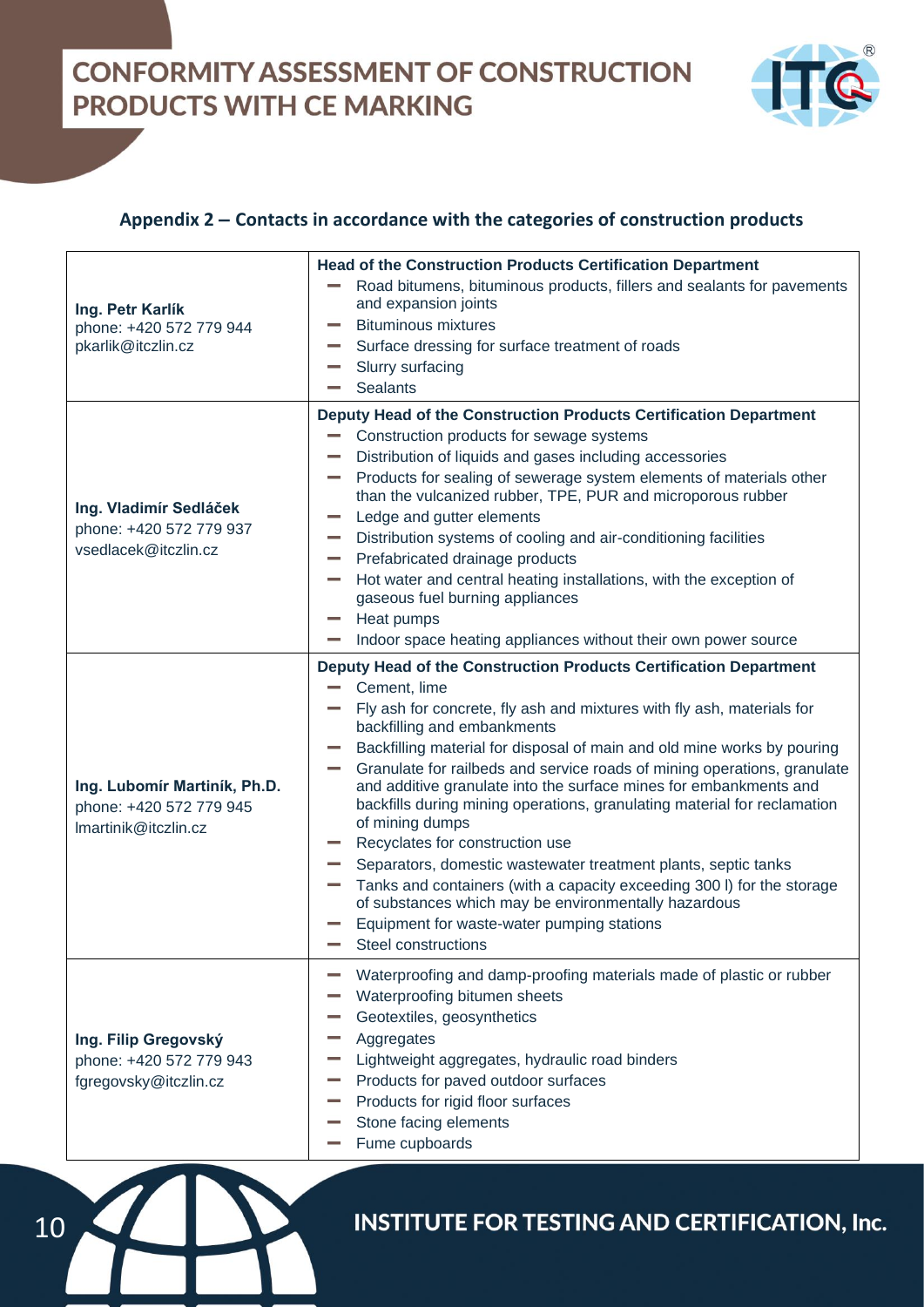## Appendix 2 – Contacts in accordance with the categories of construction products

| Contact | Categories |
|---|---|
| **Ing. Petr Karlík**<br>phone: +420 572 779 944<br>pkarlik@itczlin.cz | **Head of the Construction Products Certification Department**<br>– Road bitumens, bituminous products, fillers and sealants for pavements and expansion joints<br>– Bituminous mixtures<br>– Surface dressing for surface treatment of roads<br>– Slurry surfacing<br>– Sealants |
| **Ing. Vladimír Sedláček**<br>phone: +420 572 779 937<br>vsedlacek@itczlin.cz | **Deputy Head of the Construction Products Certification Department**<br>– Construction products for sewage systems<br>– Distribution of liquids and gases including accessories<br>– Products for sealing of sewerage system elements of materials other than the vulcanized rubber, TPE, PUR and microporous rubber<br>– Ledge and gutter elements<br>– Distribution systems of cooling and air-conditioning facilities<br>– Prefabricated drainage products<br>– Hot water and central heating installations, with the exception of gaseous fuel burning appliances<br>– Heat pumps<br>– Indoor space heating appliances without their own power source |
| **Ing. Lubomír Martiník, Ph.D.**<br>phone: +420 572 779 945<br>lmartinik@itczlin.cz | **Deputy Head of the Construction Products Certification Department**<br>– Cement, lime<br>– Fly ash for concrete, fly ash and mixtures with fly ash, materials for backfilling and embankments<br>– Backfilling material for disposal of main and old mine works by pouring<br>– Granulate for railbeds and service roads of mining operations, granulate and additive granulate into the surface mines for embankments and backfills during mining operations, granulating material for reclamation of mining dumps<br>– Recyclates for construction use<br>– Separators, domestic wastewater treatment plants, septic tanks<br>– Tanks and containers (with a capacity exceeding 300 l) for the storage of substances which may be environmentally hazardous<br>– Equipment for waste-water pumping stations<br>– Steel constructions |
| **Ing. Filip Gregovský**<br>phone: +420 572 779 943<br>fgregovsky@itczlin.cz | – Waterproofing and damp-proofing materials made of plastic or rubber<br>– Waterproofing bitumen sheets<br>– Geotextiles, geosynthetics<br>– Aggregates<br>– Lightweight aggregates, hydraulic road binders<br>– Products for paved outdoor surfaces<br>– Products for rigid floor surfaces<br>– Stone facing elements<br>– Fume cupboards |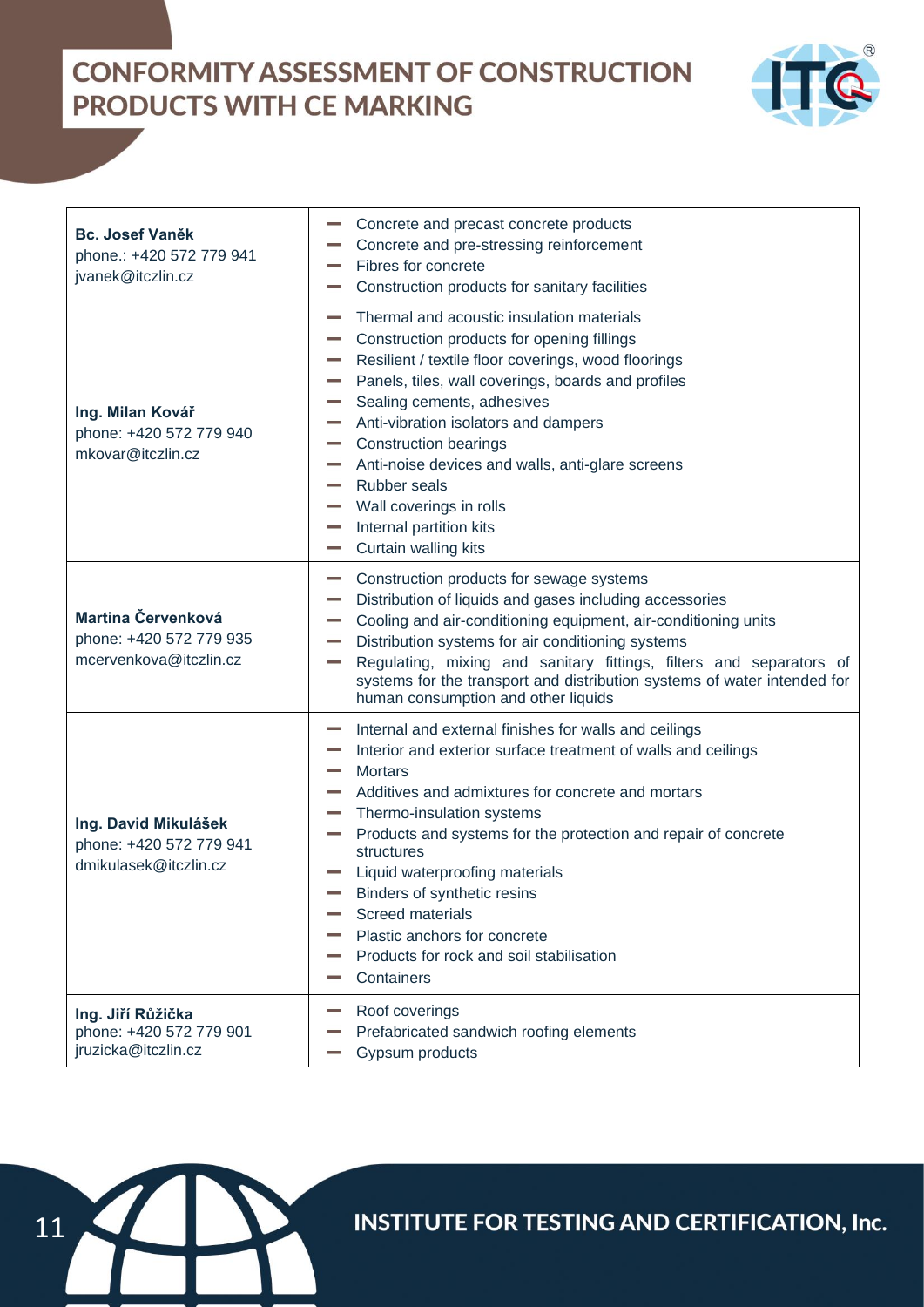# CONFORMITY ASSESSMENT OF CONSTRUCTION PRODUCTS WITH CE MARKING

| Contact | Products |
|---|---|
| **Bc. Josef Vaněk**<br>phone.: +420 572 779 941<br>jvanek@itczlin.cz | – Concrete and precast concrete products<br>– Concrete and pre-stressing reinforcement<br>– Fibres for concrete<br>– Construction products for sanitary facilities |
| **Ing. Milan Kovář**<br>phone: +420 572 779 940<br>mkovar@itczlin.cz | – Thermal and acoustic insulation materials<br>– Construction products for opening fillings<br>– Resilient / textile floor coverings, wood floorings<br>– Panels, tiles, wall coverings, boards and profiles<br>– Sealing cements, adhesives<br>– Anti-vibration isolators and dampers<br>– Construction bearings<br>– Anti-noise devices and walls, anti-glare screens<br>– Rubber seals<br>– Wall coverings in rolls<br>– Internal partition kits<br>– Curtain walling kits |
| **Martina Červenková**<br>phone: +420 572 779 935<br>mcervenkova@itczlin.cz | – Construction products for sewage systems<br>– Distribution of liquids and gases including accessories<br>– Cooling and air-conditioning equipment, air-conditioning units<br>– Distribution systems for air conditioning systems<br>– Regulating, mixing and sanitary fittings, filters and separators of systems for the transport and distribution systems of water intended for human consumption and other liquids |
| **Ing. David Mikulášek**<br>phone: +420 572 779 941<br>dmikulasek@itczlin.cz | – Internal and external finishes for walls and ceilings<br>– Interior and exterior surface treatment of walls and ceilings<br>– Mortars<br>– Additives and admixtures for concrete and mortars<br>– Thermo-insulation systems<br>– Products and systems for the protection and repair of concrete structures<br>– Liquid waterproofing materials<br>– Binders of synthetic resins<br>– Screed materials<br>– Plastic anchors for concrete<br>– Products for rock and soil stabilisation<br>– Containers |
| **Ing. Jiří Růžička**<br>phone: +420 572 779 901<br>jruzicka@itczlin.cz | – Roof coverings<br>– Prefabricated sandwich roofing elements<br>– Gypsum products |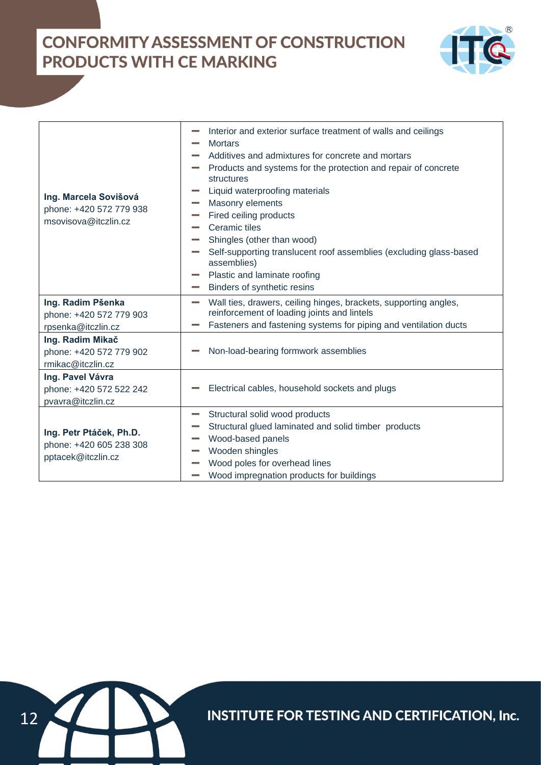| | |
|---|---|
| **Ing. Marcela Sovišová**<br>phone: +420 572 779 938<br>msovisova@itczlin.cz | – Interior and exterior surface treatment of walls and ceilings<br>– Mortars<br>– Additives and admixtures for concrete and mortars<br>– Products and systems for the protection and repair of concrete structures<br>– Liquid waterproofing materials<br>– Masonry elements<br>– Fired ceiling products<br>– Ceramic tiles<br>– Shingles (other than wood)<br>– Self-supporting translucent roof assemblies (excluding glass-based assemblies)<br>– Plastic and laminate roofing<br>– Binders of synthetic resins |
| **Ing. Radim Pšenka**<br>phone: +420 572 779 903<br>rpsenka@itczlin.cz | – Wall ties, drawers, ceiling hinges, brackets, supporting angles, reinforcement of loading joints and lintels<br>– Fasteners and fastening systems for piping and ventilation ducts |
| **Ing. Radim Mikač**<br>phone: +420 572 779 902<br>rmikac@itczlin.cz | – Non-load-bearing formwork assemblies |
| **Ing. Pavel Vávra**<br>phone: +420 572 522 242<br>pvavra@itczlin.cz | – Electrical cables, household sockets and plugs |
| **Ing. Petr Ptáček, Ph.D.**<br>phone: +420 605 238 308<br>pptacek@itczlin.cz | – Structural solid wood products<br>– Structural glued laminated and solid timber products<br>– Wood-based panels<br>– Wooden shingles<br>– Wood poles for overhead lines<br>– Wood impregnation products for buildings |